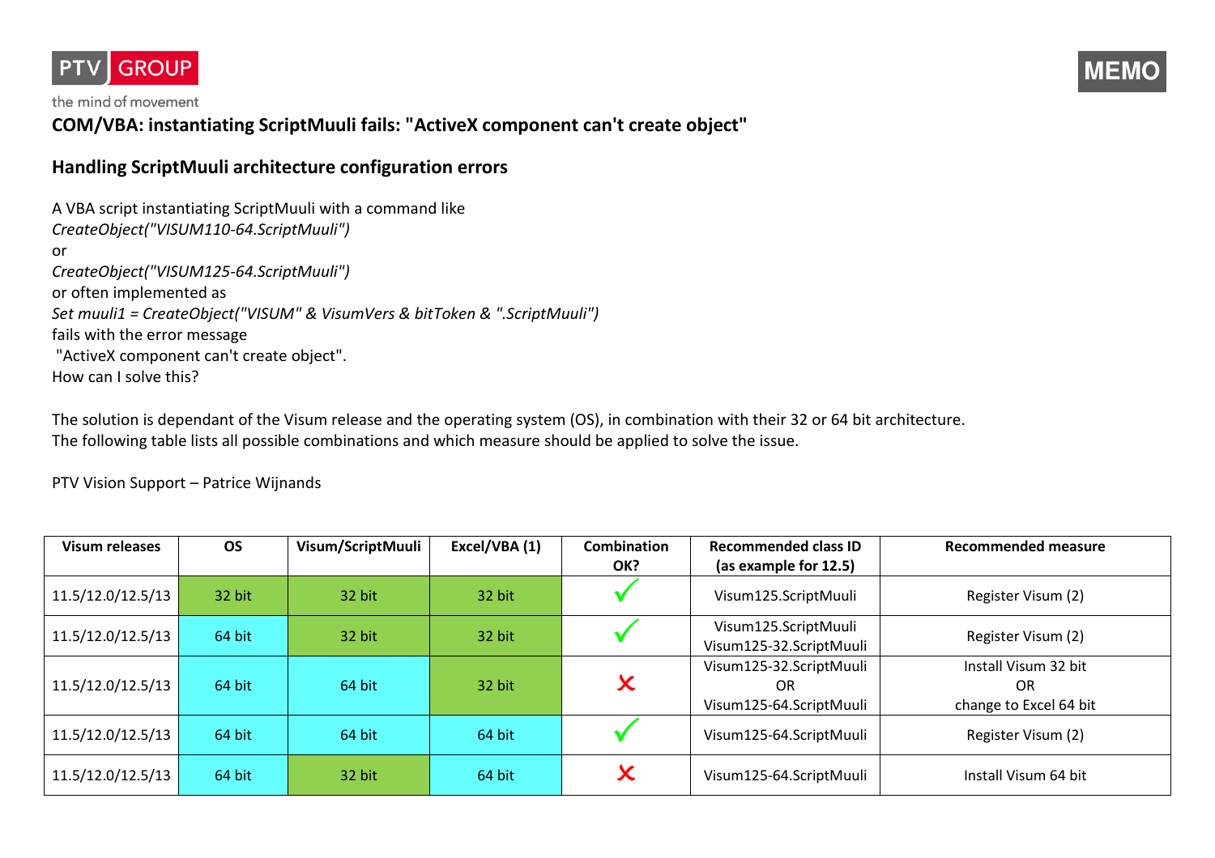PTV GROUP

the mind of movement

MEMO

# COM/VBA: instantiating ScriptMuuli fails: "ActiveX component can't create object"

## Handling ScriptMuuli architecture configuration errors

A VBA script instantiating ScriptMuuli with a command like
*CreateObject("VISUM110-64.ScriptMuuli")*
or
*CreateObject("VISUM125-64.ScriptMuuli")*
or often implemented as
*Set muuli1 = CreateObject("VISUM" & VisumVers & bitToken & ".ScriptMuuli")*
fails with the error message
"ActiveX component can't create object".
How can I solve this?

The solution is dependant of the Visum release and the operating system (OS), in combination with their 32 or 64 bit architecture.
The following table lists all possible combinations and which measure should be applied to solve the issue.

PTV Vision Support – Patrice Wijnands

| Visum releases | OS | Visum/ScriptMuuli | Excel/VBA (1) | Combination OK? | Recommended class ID (as example for 12.5) | Recommended measure |
|---|---|---|---|---|---|---|
| 11.5/12.0/12.5/13 | 32 bit | 32 bit | 32 bit | ✓ | Visum125.ScriptMuuli | Register Visum (2) |
| 11.5/12.0/12.5/13 | 64 bit | 32 bit | 32 bit | ✓ | Visum125.ScriptMuuli<br>Visum125-32.ScriptMuuli | Register Visum (2) |
| 11.5/12.0/12.5/13 | 64 bit | 64 bit | 32 bit | ✗ | Visum125-32.ScriptMuuli<br>OR<br>Visum125-64.ScriptMuuli | Install Visum 32 bit<br>OR<br>change to Excel 64 bit |
| 11.5/12.0/12.5/13 | 64 bit | 64 bit | 64 bit | ✓ | Visum125-64.ScriptMuuli | Register Visum (2) |
| 11.5/12.0/12.5/13 | 64 bit | 32 bit | 64 bit | ✗ | Visum125-64.ScriptMuuli | Install Visum 64 bit |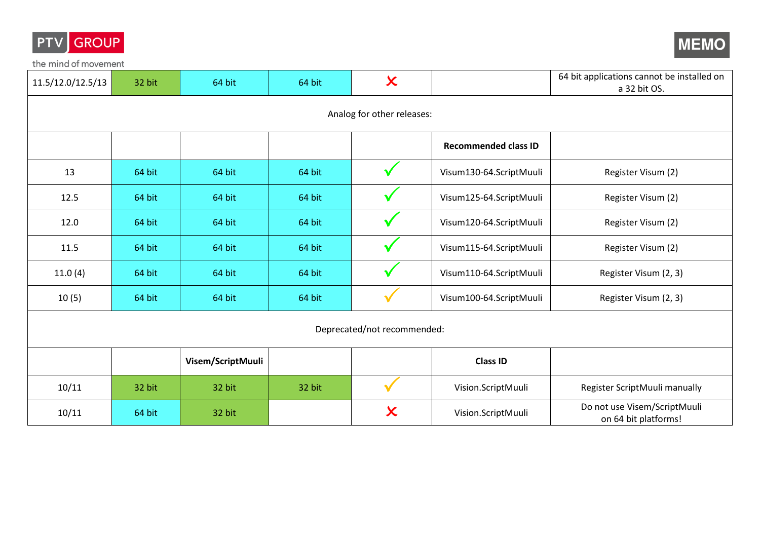| | | | | | | |
|---|---|---|---|---|---|---|
| 11.5/12.0/12.5/13 | 32 bit | 64 bit | 64 bit | ✗ | | 64 bit applications cannot be installed on a 32 bit OS. |
| Analog for other releases: | | | | | | |
| | | | | | **Recommended class ID** | |
| 13 | 64 bit | 64 bit | 64 bit | ✓ | Visum130-64.ScriptMuuli | Register Visum (2) |
| 12.5 | 64 bit | 64 bit | 64 bit | ✓ | Visum125-64.ScriptMuuli | Register Visum (2) |
| 12.0 | 64 bit | 64 bit | 64 bit | ✓ | Visum120-64.ScriptMuuli | Register Visum (2) |
| 11.5 | 64 bit | 64 bit | 64 bit | ✓ | Visum115-64.ScriptMuuli | Register Visum (2) |
| 11.0 (4) | 64 bit | 64 bit | 64 bit | ✓ | Visum110-64.ScriptMuuli | Register Visum (2, 3) |
| 10 (5) | 64 bit | 64 bit | 64 bit | ✓ | Visum100-64.ScriptMuuli | Register Visum (2, 3) |
| Deprecated/not recommended: | | | | | | |
| | | **Visem/ScriptMuuli** | | | **Class ID** | |
| 10/11 | 32 bit | 32 bit | 32 bit | ✓ | Vision.ScriptMuuli | Register ScriptMuuli manually |
| 10/11 | 64 bit | 32 bit | | ✗ | Vision.ScriptMuuli | Do not use Visem/ScriptMuuli on 64 bit platforms! |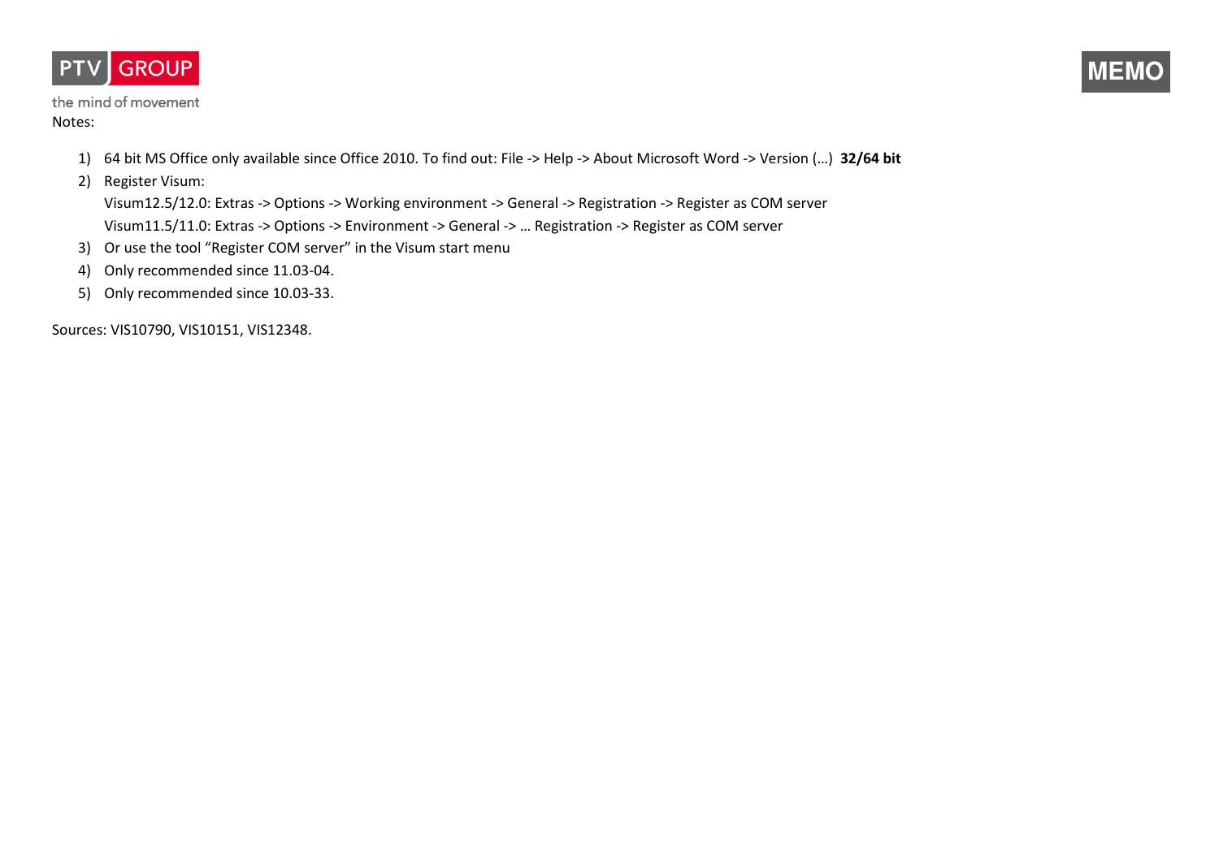Notes:

1) 64 bit MS Office only available since Office 2010. To find out: File -> Help -> About Microsoft Word -> Version (…) **32/64 bit**
2) Register Visum:
   Visum12.5/12.0: Extras -> Options -> Working environment -> General -> Registration -> Register as COM server
   Visum11.5/11.0: Extras -> Options -> Environment -> General -> … Registration -> Register as COM server
3) Or use the tool "Register COM server" in the Visum start menu
4) Only recommended since 11.03-04.
5) Only recommended since 10.03-33.

Sources: VIS10790, VIS10151, VIS12348.